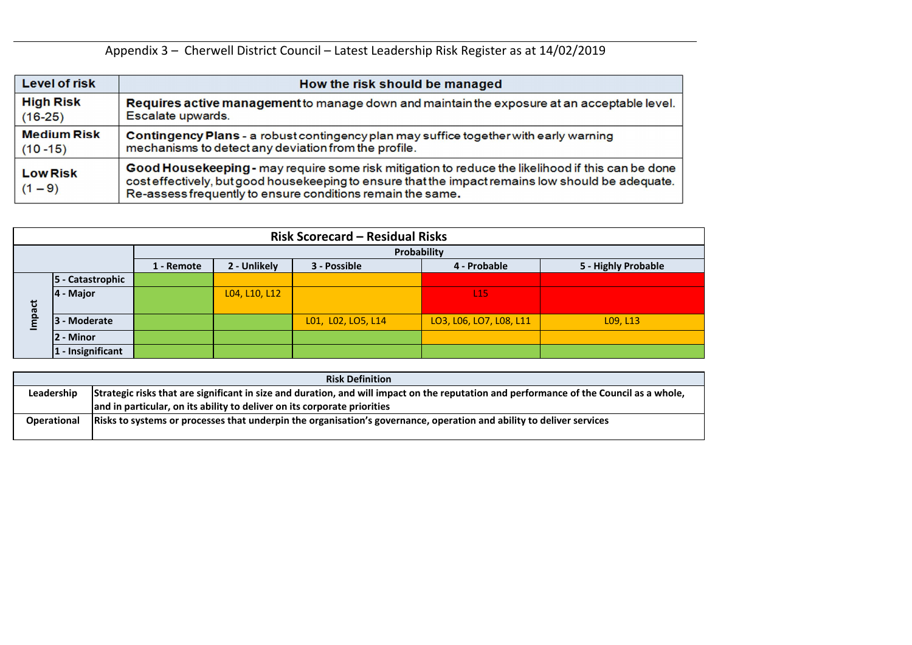Appendix 3 – Cherwell District Council – Latest Leadership Risk Register as at 14/02/2019

| Level of risk | How the risk should be managed |
| --- | --- |
| **High Risk** (16-25) | **Requires active management** to manage down and maintain the exposure at an acceptable level. Escalate upwards. |
| **Medium Risk** (10 -15) | **Contingency Plans** - a robust contingency plan may suffice together with early warning mechanisms to detect any deviation from the profile. |
| **Low Risk** (1 – 9) | **Good Housekeeping** - may require some risk mitigation to reduce the likelihood if this can be done cost effectively, but good housekeeping to ensure that the impact remains low should be adequate. Re-assess frequently to ensure conditions remain the same. |

**Risk Scorecard – Residual Risks**

| | | Probability | | | | |
| --- | --- | --- | --- | --- | --- | --- |
| | | 1 - Remote | 2 - Unlikely | 3 - Possible | 4 - Probable | 5 - Highly Probable |
| Impact | 5 - Catastrophic | | | | | |
| | 4 - Major | | L04, L10, L12 | | L15 | |
| | 3 - Moderate | | | L01, L02, LO5, L14 | LO3, L06, LO7, L08, L11 | L09, L13 |
| | 2 - Minor | | | | | |
| | 1 - Insignificant | | | | | |

| Risk Definition | |
| --- | --- |
| Leadership | Strategic risks that are significant in size and duration, and will impact on the reputation and performance of the Council as a whole, and in particular, on its ability to deliver on its corporate priorities |
| Operational | Risks to systems or processes that underpin the organisation's governance, operation and ability to deliver services |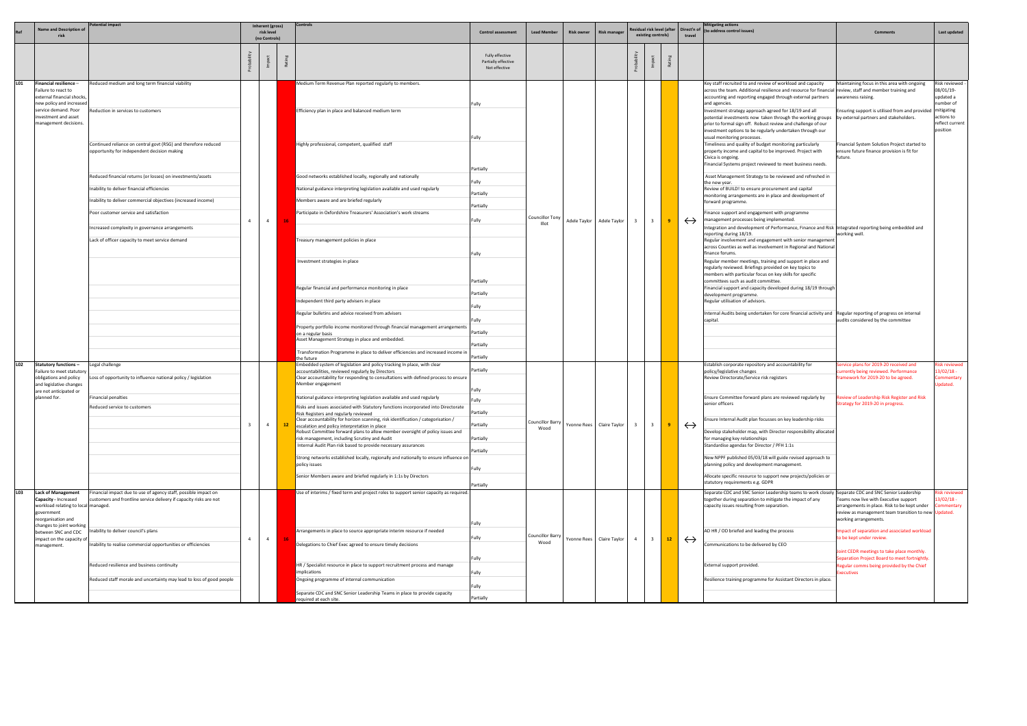| Ref | Name and Description of risk | Potential impact | Inherent (gross) risk level (no Controls) | | | Controls | Control assessment | Lead Member | Risk owner | Risk manager | Residual risk level (after existing controls) | | | Direct'n of travel | Mitigating actions (to address control issues) | Comments | Last updated |
|---|---|---|---|---|---|---|---|---|---|---|---|---|---|---|---|---|---|
| | | | Probability | Impact | Rating | | Fully effective Partially effective Not effective | | | | Probability | Impact | Rating | | | | |
| L01 | **Financial resilience** – Failure to react to external financial shocks, new policy and increased service demand. Poor investment and asset management decisions. | Reduced medium and long term financial viability<br>Reduction in services to customers<br>Continued reliance on central govt (RSG) and therefore reduced opportunity for independent decision making<br>Reduced financial returns (or losses) on investments/assets<br>Inability to deliver financial efficiencies<br>Inability to deliver commercial objectives (increased income)<br>Poor customer service and satisfaction<br>Increased complexity in governance arrangements<br>Lack of officer capacity to meet service demand | 4 | 4 | 16 | Medium Term Revenue Plan reported regularly to members.<br>Efficiency plan in place and balanced medium term<br>Highly professional, competent, qualified staff<br>Good networks established locally, regionally and nationally<br>National guidance interpreting legislation available and used regularly<br>Members aware and are briefed regularly<br>Participate in Oxfordshire Treasurers' Association's work streams<br>Treasury management policies in place<br>Investment strategies in place<br>Regular financial and performance monitoring in place<br>Independent third party advisers in place<br>Regular bulletins and advice received from advisers<br>Property portfolio income monitored through financial management arrangements on a regular basis<br>Asset Management Strategy in place and embedded.<br>Transformation Programme in place to deliver efficiencies and increased income in the future | Fully<br>Fully<br>Partially<br>Fully<br>Partially<br>Partially<br>Fully<br>Fully<br>Partially<br>Partially<br>Fully<br>Fully<br>Partially<br>Partially<br>Partially | Councillor Tony Illot | Adele Taylor | Adele Taylor | 3 | 3 | 9 | ↔ | Key staff recruited to and review of workload and capacity across the team. Additional resilience and resource for financial accounting and reporting engaged through external partners and agencies.<br>Investment strategy approach agreed for 18/19 and all potential investments now taken through the working groups prior to formal sign off. Robust review and challenge of our investment options to be regularly undertaken through our usual monitoring processes.<br>Timeliness and quality of budget monitoring particularly property income and capital to be improved. Project with Civica is ongoing.<br>Financial Systems project reviewed to meet business needs.<br>Asset Management Strategy to be reviewed and refreshed in the new year.<br>Review of BUILD! to ensure procurement and capital monitoring arrangements are in place and development of forward programme.<br>Finance support and engagement with programme management processes being implemented.<br>Integration and development of Performance, Finance and Risk reporting during 18/19.<br>Regular involvement and engagement with senior management across Counties as well as involvement in Regional and National finance forums.<br>Regular member meetings, training and support in place and regularly reviewed. Briefings provided on key topics to members with particular focus on key skills for specific committees such as audit committee.<br>Financial support and capacity developed during 18/19 through development programme.<br>Regular utilisation of advisors.<br>Internal Audits being undertaken for core financial activity and capital. | Maintaining focus in this area with ongoing review, staff and member training and awareness raising.<br>Ensuring support is utilised from and provided by external partners and stakeholders.<br>Financial System Solution Project started to ensure future finance provision is fit for future.<br>Integrated reporting being embedded and working well.<br>Regular reporting of progress on internal audits considered by the committee | Risk reviewed - 08/01/19- updated a number of mitigating actions to reflect current position |
| L02 | **Statutory functions** – Failure to meet statutory obligations and policy and legislative changes are not anticipated or planned for. | Legal challenge<br>Loss of opportunity to influence national policy / legislation<br>Financial penalties<br>Reduced service to customers | 3 | 4 | 12 | Embedded system of legislation and policy tracking In place, with clear accountabilities, reviewed regularly by Directors<br>Clear accountability for responding to consultations with defined process to ensure Member engagement<br>National guidance interpreting legislation available and used regularly<br>Risks and issues associated with Statutory functions incorporated into Directorate Risk Registers and regularly reviewed<br>Clear accountability for horizon scanning, risk identification / categorisation / escalation and policy interpretation in place<br>Robust Committee forward plans to allow member oversight of policy issues and risk management, including Scrutiny and Audit<br>Internal Audit Plan risk based to provide necessary assurances<br>Strong networks established locally, regionally and nationally to ensure influence on policy issues<br>Senior Members aware and briefed regularly in 1:1s by Directors | Partially<br>Fully<br>Fully<br>Partially<br>Partially<br>Partially<br>Partially<br>Fully<br>Partially | Councillor Barry Wood | Yvonne Rees | Claire Taylor | 3 | 3 | 9 | ↔ | Establish corporate repository and accountability for policy/legislative changes<br>Review Directorate/Service risk registers<br>Ensure Committee forward plans are reviewed regularly by senior officers<br>Ensure Internal Audit plan focusses on key leadership risks<br>Develop stakeholder map, with Director responsibility allocated for managing key relationships<br>Standardise agendas for Director / PFH 1:1s<br>New NPPF published 05/03/18 will guide revised approach to planning policy and development management.<br>Allocate specific resource to support new projects/policies or statutory requirements e.g. GDPR | Service plans for 2019-20 received and currently being reviewed. Performance framework for 2019-20 to be agreed.<br>Review of Leadership Risk Register and Risk Strategy for 2019-20 in progress. | Risk reviewed 13/02/18 - Commentary Updated. |
| L03 | **Lack of Management Capacity** - Increased workload relating to local government reorganisation and changes to joint working between SNC and CDC impact on the capacity of management. | Financial impact due to use of agency staff, possible impact on customers and frontline service delivery if capacity risks are not managed.<br>Inability to deliver council's plans<br>Inability to realise commercial opportunities or efficiencies<br>Reduced resilience and business continuity<br>Reduced staff morale and uncertainty may lead to loss of good people | 4 | 4 | 16 | Use of interims / fixed term and project roles to support senior capacity as required.<br>Arrangements in place to source appropriate interim resource if needed<br>Delegations to Chief Exec agreed to ensure timely decisions<br>HR / Specialist resource in place to support recruitment process and manage implications<br>Ongoing programme of internal communication<br>Separate CDC and SNC Senior Leadership Teams in place to provide capacity required at each site. | Fully<br>Fully<br>Fully<br>Fully<br>Fully<br>Partially | Councillor Barry Wood | Yvonne Rees | Claire Taylor | 4 | 3 | 12 | ↔ | Separate CDC and SNC Leadership teams to work closely together during separation to mitigate the impact of any capacity issues resulting from separation.<br>AD HR / OD briefed and leading the process<br>Communications to be delivered by CEO<br>External support provided.<br>Resilience training programme for Assistant Directors in place. | Separate CDC and SNC Senior Leadership Teams now live with Executive support arrangements in place. Risk to be kept under review as management team transition to new working arrangements.<br>Impact of separation and associated workload to be kept under review.<br>Joint CEDR meetings to take place monthly. Separation Project Board to meet fortnightly. Regular comms being provided by the Chief Executives | Risk reviewed 13/02/18 - Commentary Updated. |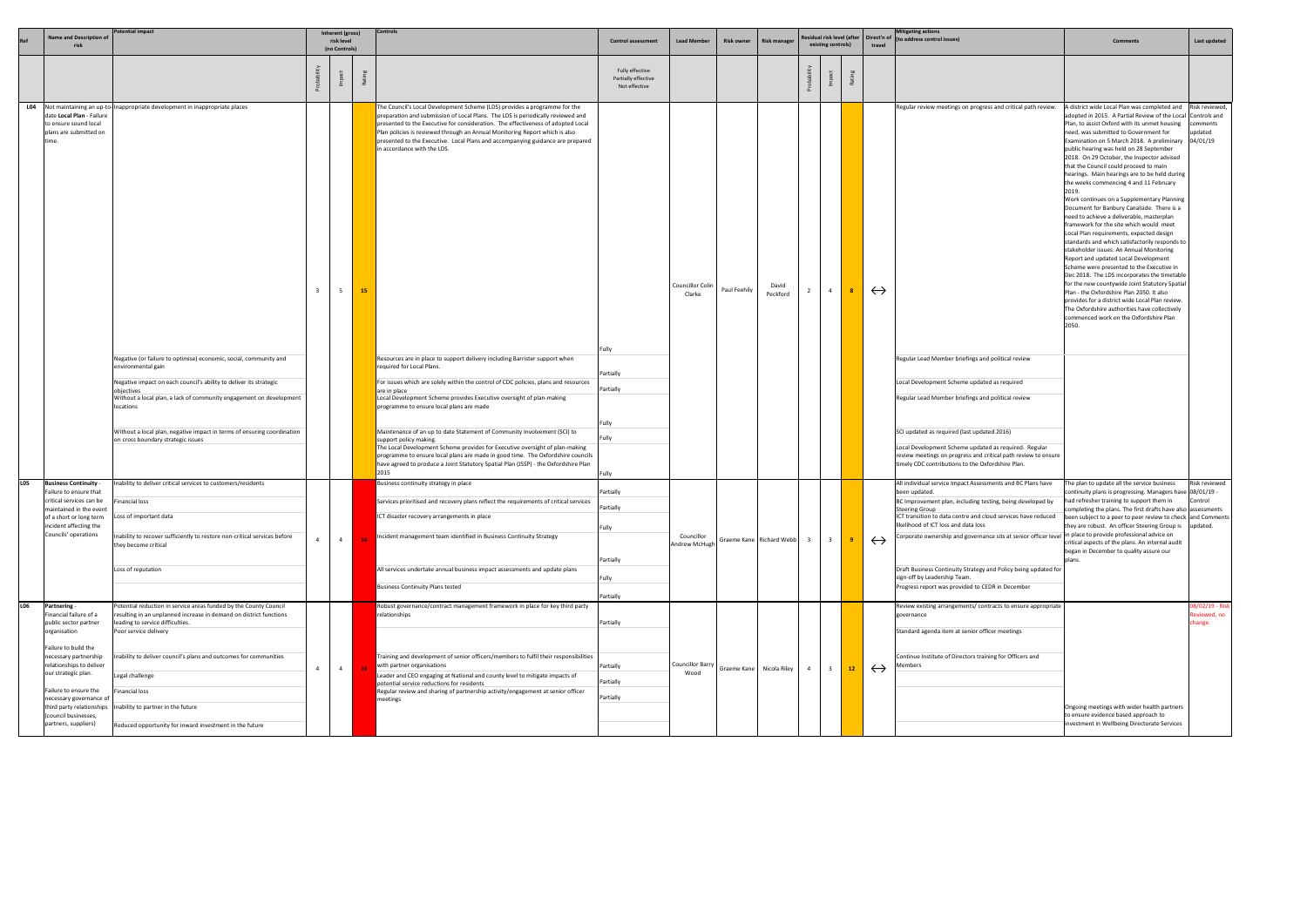| Ref | Name and Description of risk | Potential impact | Inherent (gross) risk level (no Controls) | | | Controls | Control assessment | Lead Member | Risk owner | Risk manager | Residual risk level (after existing controls) | | | Direct'n of travel | Mitigating actions (to address control issues) | Comments | Last updated |
|---|---|---|---|---|---|---|---|---|---|---|---|---|---|---|---|---|---|
| | | | Probability | Impact | Rating | | Fully effective Partially effective Not effective | | | | Probability | Impact | Rating | | | | |
| L04 | Not maintaining an up-to-date **Local Plan** - Failure to ensure sound local plans are submitted on time. | Inappropriate development in inappropriate places | 3 | 5 | 15 | The Council's Local Development Scheme (LDS) provides a programme for the preparation and submission of Local Plans. The LDS is periodically reviewed and presented to the Executive for consideration. The effectiveness of adopted Local Plan policies is reviewed through an Annual Monitoring Report which is also presented to the Executive. Local Plans and accompanying guidance are prepared in accordance with the LDS. | Fully | Councillor Colin Clarke | Paul Feehily | David Peckford | 2 | 4 | 8 | ↔ | Regular review meetings on progress and critical path review. | A district wide Local Plan was completed and adopted in 2015. A Partial Review of the Local Plan, to assist Oxford with its unmet housing need, was submitted to Government for Examination on 5 March 2018. A preliminary public hearing was held on 28 September 2018. On 29 October, the Inspector advised that the Council could proceed to main hearings. Main hearings are to be held during the weeks commencing 4 and 11 February 2019. Work continues on a Supplementary Planning Document for Banbury Canalside. There is a need to achieve a deliverable, masterplan framework for the site which would meet Local Plan requirements, expected design standards and which satisfactorily responds to stakeholder issues. An Annual Monitoring Report and updated Local Development Scheme were presented to the Executive in Dec 2018. The LDS incorporates the timetable for the new countywide Joint Statutory Spatial Plan - the Oxfordshire Plan 2050. It also provides for a district wide Local Plan review. The Oxfordshire authorities have collectively commenced work on the Oxfordshire Plan 2050. | Risk reviewed, Controls and comments updated 04/01/19 |
| | | Negative (or failure to optimise) economic, social, community and environmental gain | | | | Resources are in place to support delivery including Barrister support when required for Local Plans. | Partially | | | | | | | | Regular Lead Member briefings and political review | | |
| | | Negative impact on each council's ability to deliver its strategic objectives | | | | For issues which are solely within the control of CDC policies, plans and resources are in place | Partially | | | | | | | | Local Development Scheme updated as required | | |
| | | Without a local plan, a lack of community engagement on development locations | | | | Local Development Scheme provides Executive oversight of plan-making programme to ensure local plans are made | Fully | | | | | | | | Regular Lead Member briefings and political review | | |
| | | Without a local plan, negative impact in terms of ensuring coordination on cross boundary strategic issues | | | | Maintenance of an up to date Statement of Community Involvement (SCI) to support policy making. | Fully | | | | | | | | SCI updated as required (last updated 2016) | | |
| | | | | | | The Local Development Scheme provides for Executive oversight of plan-making programme to ensure local plans are made in good time. The Oxfordshire councils have agreed to produce a Joint Statutory Spatial Plan (JSSP) - the Oxfordshire Plan 2050 | Fully | | | | | | | | Local Development Scheme updated as required. Regular review meetings on progress and critical path review to ensure timely CDC contributions to the Oxfordshire Plan. | | |
| L05 | **Business Continuity** - Failure to ensure that critical services can be maintained in the event of a short or long term incident affecting the Councils' operations | Inability to deliver critical services to customers/residents | 4 | 4 | 16 | Business continuity strategy in place | Partially | Councillor Andrew McHugh | Graeme Kane | Richard Webb | 3 | 3 | 9 | ↔ | All individual service Impact Assessments and BC Plans have been updated. | The plan to update all the service business continuity plans is progressing. Managers have had refresher training to support them in completing the plans. The first drafts have also been subject to a peer to peer review to check they are robust. An officer Steering Group is in place to provide professional advice on critical aspects of the plans. An internal audit began in December to quality assure our plans. | Risk reviewed 08/01/19 - Control assessments and Comments updated. |
| | | Financial loss | | | | Services prioritised and recovery plans reflect the requirements of critical services | Partially | | | | | | | | BC Improvement plan, including testing, being developed by Steering Group | | |
| | | Loss of important data | | | | ICT disaster recovery arrangements in place | Fully | | | | | | | | ICT transition to data centre and cloud services have reduced likelihood of ICT loss and data loss | | |
| | | Inability to recover sufficiently to restore non-critical services before they become critical | | | | Incident management team identified in Business Continuity Strategy | Partially | | | | | | | | Corporate ownership and governance sits at senior officer level | | |
| | | Loss of reputation | | | | All services undertake annual business impact assessments and update plans | Fully | | | | | | | | Draft Business Continuity Strategy and Policy being updated for sign-off by Leadership Team. | | |
| | | | | | | Business Continuity Plans tested | Partially | | | | | | | | Progress report was provided to CEDR in December | | |
| L06 | **Partnering** - Financial failure of a public sector partner organisation<br><br>Failure to build the necessary partnership relationships to deliver our strategic plan.<br><br>Failure to ensure the necessary governance of third party relationships (council businesses, partners, suppliers) | Potential reduction in service areas funded by the County Council resulting in an unplanned increase in demand on district functions leading to service difficulties. | 4 | 4 | 16 | Robust governance/contract management framework in place for key third party relationships | Partially | Councillor Barry Wood | Graeme Kane | Nicola Riley | 4 | 3 | 12 | ↔ | Review existing arrangements/ contracts to ensure appropriate governance | Ongoing meetings with wider health partners to ensure evidence based approach to investment in Wellbeing Directorate Services | 08/02/19 - Risk Reviewed, no change. |
| | | Poor service delivery | | | | | | | | | | | | | Standard agenda item at senior officer meetings | | |
| | | Inability to deliver council's plans and outcomes for communities | | | | Training and development of senior officers/members to fulfil their responsibilities with partner organisations | Partially | | | | | | | | Continue Institute of Directors training for Officers and Members | | |
| | | Legal challenge | | | | Leader and CEO engaging at National and county level to mitigate impacts of potential service reductions for residents | Partially | | | | | | | | | | |
| | | Financial loss | | | | Regular review and sharing of partnership activity/engagement at senior officer meetings | Partially | | | | | | | | | | |
| | | Inability to partner in the future | | | | | | | | | | | | | | | |
| | | Reduced opportunity for inward investment in the future | | | | | | | | | | | | | | | |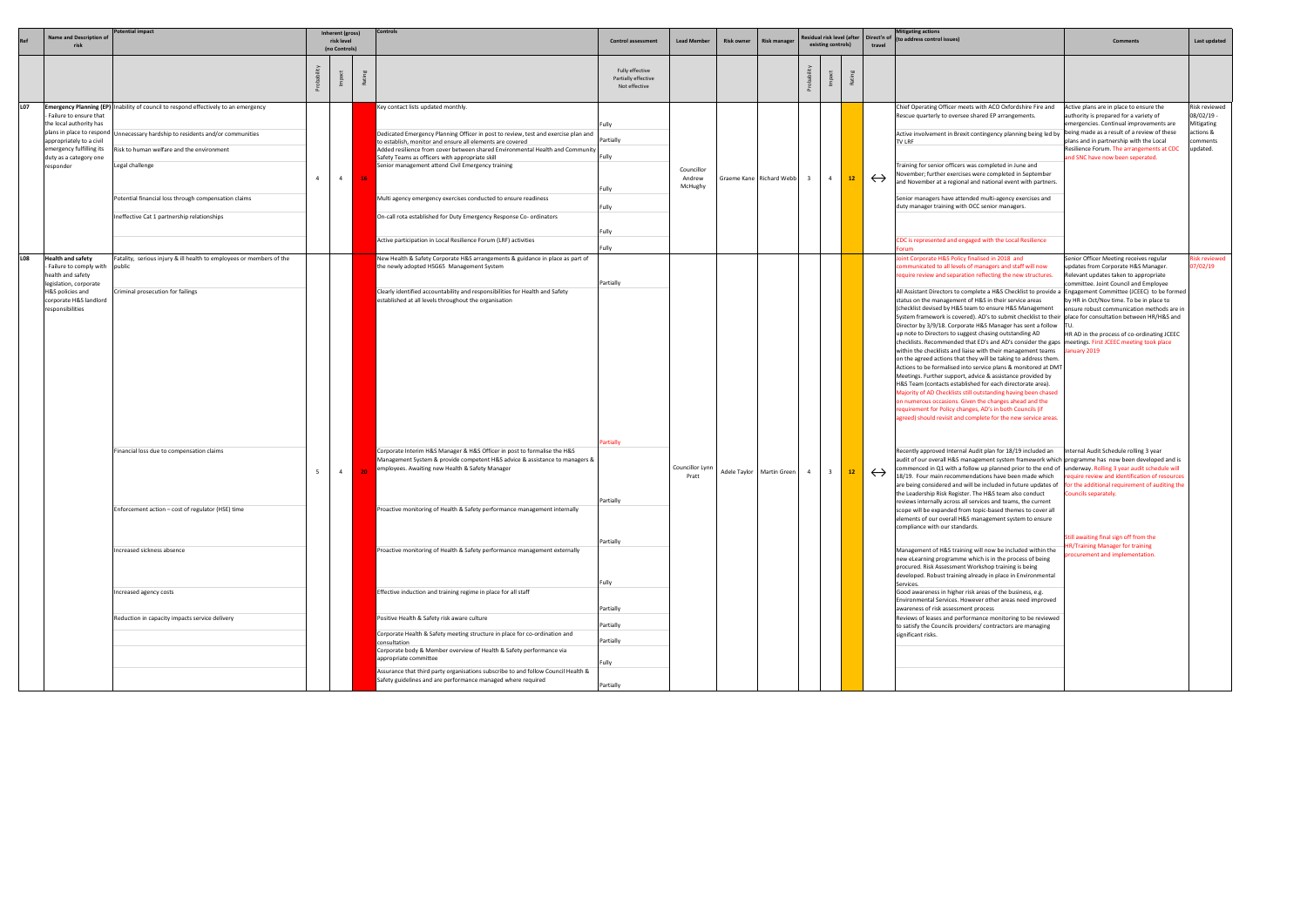| Ref | Name and Description of risk | Potential impact | Inherent (gross) risk level (no Controls) | | | Controls | Control assessment | Lead Member | Risk owner | Risk manager | Residual risk level (after existing controls) | | | Direct'n of travel | Mitigating actions (to address control issues) | Comments | Last updated |
|---|---|---|---|---|---|---|---|---|---|---|---|---|---|---|---|---|---|
| | | | Probability | Impact | Rating | | Fully effective Partially effective Not effective | | | | Probability | Impact | Rating | | | | |
| L07 | **Emergency Planning (EP)** - Failure to ensure that the local authority has plans in place to respond appropriately to a civil emergency fulfilling its duty as a category one responder | Inability of council to respond effectively to an emergency<br><br>Unnecessary hardship to residents and/or communities<br><br>Risk to human welfare and the environment<br><br>Legal challenge<br><br>Potential financial loss through compensation claims<br><br>Ineffective Cat 1 partnership relationships | 4 | 4 | 16 | Key contact lists updated monthly.<br><br>Dedicated Emergency Planning Officer in post to review, test and exercise plan and to establish, monitor and ensure all elements are covered<br><br>Added resilience from cover between shared Environmental Health and Community Safety Teams as officers with appropriate skill<br><br>Senior management attend Civil Emergency training<br><br>Multi agency emergency exercises conducted to ensure readiness<br><br>On-call rota established for Duty Emergency Response Co- ordinators<br><br>Active participation in Local Resilience Forum (LRF) activities | Fully<br><br>Partially<br><br>Fully<br><br>Fully<br><br>Fully<br><br>Fully<br><br>Fully | Councillor Andrew McHughy | Graeme Kane | Richard Webb | 3 | 4 | 12 | ↔ | Chief Operating Officer meets with ACO Oxfordshire Fire and Rescue quarterly to oversee shared EP arrangements.<br><br>Active involvement in Brexit contingency planning being led by TV LRF<br><br>Training for senior officers was completed in June and November; further exercises were completed in September and November at a regional and national event with partners.<br><br>Senior managers have attended multi-agency exercises and duty manager training with OCC senior managers.<br><br>CDC is represented and engaged with the Local Resilience Forum | Active plans are in place to ensure the authority is prepared for a variety of emergencies. Continual improvements are being made as a result of a review of these plans and in partnership with the Local Resilience Forum. The arrangements at CDC and SNC have now been seperated. | Risk reviewed 08/02/19 - Mitigating actions & comments updated. |
| L08 | **Health and safety** - Failure to comply with health and safety legislation, corporate H&S policies and corporate H&S landlord responsibilities | Fatality, serious injury & ill health to employees or members of the public<br><br>Criminal prosecution for failings<br><br>Financial loss due to compensation claims<br><br>Enforcement action – cost of regulator (HSE) time<br><br>Increased sickness absence<br><br>Increased agency costs<br><br>Reduction in capacity impacts service delivery | 5 | 4 | 20 | New Health & Safety Corporate H&S arrangements & guidance in place as part of the newly adopted HSG65 Management System<br><br>Clearly identified accountability and responsibilities for Health and Safety established at all levels throughout the organisation<br><br>Corporate Interim H&S Manager & H&S Officer in post to formalise the H&S Management System & provide competent H&S advice & assistance to managers & employees. Awaiting new Health & Safety Manager<br><br>Proactive monitoring of Health & Safety performance management internally<br><br>Proactive monitoring of Health & Safety performance management externally<br><br>Effective induction and training regime in place for all staff<br><br>Positive Health & Safety risk aware culture<br><br>Corporate Health & Safety meeting structure in place for co-ordination and consultation<br><br>Corporate body & Member overview of Health & Safety performance via appropriate committee<br><br>Assurance that third party organisations subscribe to and follow Council Health & Safety guidelines and are performance managed where required | Partially<br><br>Partially<br><br>Partially<br><br>Partially<br><br>Fully<br><br>Partially<br><br>Partially<br><br>Partially<br><br>Fully<br><br>Partially | Councillor Lynn Pratt | Adele Taylor | Martin Green | 4 | 3 | 12 | ↔ | Joint Corporate H&S Policy finalised in 2018 and communicated to all levels of managers and staff will now require review and separation reflecting the new structures.<br><br>All Assistant Directors to complete a H&S Checklist to provide a status on the management of H&S in their service areas (checklist devised by H&S team to ensure H&S Management System framework is covered). AD's to submit checklist to their Director by 3/9/18. Corporate H&S Manager has sent a follow up note to Directors to suggest chasing outstanding AD checklists. Recommended that ED's and AD's consider the gaps within the checklists and liaise with their management teams on the agreed actions that they will be taking to address them. Actions to be formalised into service plans & monitored at DMT Meetings. Further support, advice & assistance provided by H&S Team (contacts established for each directorate area). Majority of AD Checklists still outstanding having been chased on numerous occasions. Given the changes ahead and the requirement for Policy changes, AD's in both Councils (if agreed) should revisit and complete for the new service areas.<br><br>Recently approved Internal Audit plan for 18/19 included an audit of our overall H&S management system framework which commenced in Q1 with a follow up planned prior to the end of 18/19. Four main recommendations have been made which are being considered and will be included in future updates of the Leadership Risk Register. The H&S team also conduct reviews internally across all services and teams, the current scope will be expanded from topic-based themes to cover all elements of our overall H&S management system to ensure compliance with our standards.<br><br>Management of H&S training will now be included within the new eLearning programme which is in the process of being procured. Risk Assessment Workshop training is being developed. Robust training already in place in Environmental Services.<br><br>Good awareness in higher risk areas of the business, e.g. Environmental Services. However other areas need improved awareness of risk assessment process<br><br>Reviews of leases and performance monitoring to be reviewed to satisfy the Councils providers/ contractors are managing significant risks. | Senior Officer Meeting receives regular updates from Corporate H&S Manager. Relevant updates taken to appropriate committee. Joint Council and Employee Engagement Committee (JCEEC) to be formed by HR in Oct/Nov time. To be in place to ensure robust communication methods are in place for consultation between HR/H&S and ITU.<br><br>HR AD in the process of co-ordinating JCEEC meetings. First JCEEC meeting took place January 2019<br><br>Internal Audit Schedule rolling 3 year programme has now been developed and is underway. Rolling 3 year audit schedule will require review and identification of resources for the additional requirement of auditing the Councils separately.<br><br>Still awaiting final sign off from the HR/Training Manager for training procurement and implementation. | Risk reviewed 07/02/19 |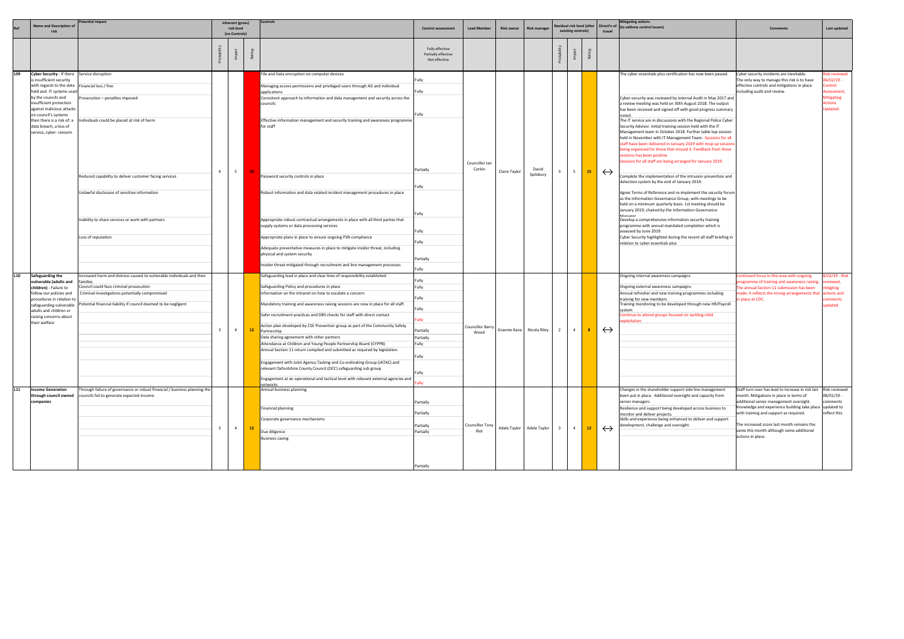| Ref | Name and Description of risk | Potential impact | Inherent (gross) risk level (no Controls) | | | Controls | Control assessment | Lead Member | Risk owner | Risk manager | Residual risk level (after existing controls) | | | Direct'n of travel | Mitigating actions (to address control issues) | Comments | Last updated |
|---|---|---|---|---|---|---|---|---|---|---|---|---|---|---|---|---|---|
| | | | Probability | Impact | Rating | | Fully effective Partially effective Not effective | | | | Probability | Impact | Rating | | | | |
| L09 | **Cyber Security** - If there is insufficient security with regards to the data held and IT systems used by the councils and insufficient protection against malicious attacks on council's systems then there is a risk of: a data breach, a loss of service, cyber- ransom. | Service disruption<br>Financial loss / fine<br>Prosecution – penalties imposed<br>Individuals could be placed at risk of harm<br>Reduced capability to deliver customer facing services<br>Unlawful disclosure of sensitive information<br>Inability to share services or work with partners<br>Loss of reputation | 4 | 5 | 20 | File and Data encryption on computer devices<br>Managing access permissions and privileged users through AD and individual applications<br>Consistent approach to information and data management and security across the councils<br>Effective information management and security training and awareness programme for staff<br>Password security controls in place<br>Robust information and data related incident management procedures in place<br>Appropriate robust contractual arrangements in place with all third parties that supply systems or data processing services<br>Appropriate plans in place to ensure ongoing PSN compliance<br>Adequate preventative measures in place to mitigate insider threat, including physical and system security<br>Insider threat mitigated through recruitment and line management processes | Fully<br>Fully<br>Fully<br>Partially<br>Fully<br>Fully<br>Fully<br>Fully<br>Partially<br>Fully | Councillor Ian Corkin | Claire Taylor | David Spilsbury | 3 | 5 | 15 | ↔ | The cyber-essentials plus certification has now been passed.<br>Cyber-security was reviewed by Internal Audit in May 2017 and a review meeting was held on 30th August 2018. The output has been received and signed off with good progress summary noted.<br>The IT service are in discussions with the Regional Police Cyber Security Advisor. Initial training session held with the IT Management team in October 2018. Further table top session held in November with IT Management Team. Sessions for all staff have been delivered in January 2019 with mop up sessions being organised for those that missed it. Feedback from these sessions has been positive.<br>Sessions for all staff are being arranged for January 2019.<br>Complete the implementation of the intrusion prevention and detection system by the end of January 2019.<br>Agree Terms of Reference and re-implement the security forum as the Information Governance Group, with meetings to be held on a minimum quarterly basis. 1st meeting should be January 2019, chaired by the Information Governance Manager<br>Develop a comprehensive information security training programme with annual mandated completion which is assessed by June 2019.<br>Cyber Security highlighted during the recent all staff briefing in relation to cyber essentials plus | Cyber security incidents are inevitable. The only way to manage this risk is to have effective controls and mitigations in place including audit and review. | Risk reviewed 06/02/19 - Control Assessment, Mitigating Actions Updated. |
| L10 | **Safeguarding the vulnerable (adults and children)** - Failure to follow our policies and procedures in relation to safeguarding vulnerable adults and children or raising concerns about their welfare | Increased harm and distress caused to vulnerable individuals and their families<br>Council could face criminal prosecution<br>Criminal investigations potentially compromised<br>Potential financial liability if council deemed to be negligent | 3 | 4 | 12 | Safeguarding lead in place and clear lines of responsibility established<br>Safeguarding Policy and procedures in place<br>Information on the intranet on how to escalate a concern<br>Mandatory training and awareness raising sessions are now in place for all staff.<br>Safer recruitment practices and DBS checks for staff with direct contact<br>Action plan developed by CSE Prevention group as part of the Community Safety Partnership<br>Data sharing agreement with other partners<br>Attendance at Children and Young People Partnership Board (CYPPB)<br>Annual Section 11 return compiled and submitted as required by legislation.<br>Engagement with Joint Agency Tasking and Co-ordinating Group (JATAC) and relevant Oxfordshire County Council (OCC) safeguarding sub group<br>Engagement at an operational and tactical level with relevant external agencies and networks | Fully<br>Fully<br>Fully<br>Fully<br>Fully<br>Partially<br>Partially<br>Fully<br>Fully<br>Fully<br>Fully | Councillor Barry Wood | Graeme Kane | Nicola Riley | 2 | 4 | 8 | ↔ | Ongoing internal awareness campaigns<br>Ongoing external awareness campaigns<br>Annual refresher and new training programmes including training for new members<br>Training monitoring to be developed through new HR/Payroll system<br>Continue to attend groups focused on tackling child exploitation | Continued focus in this area with ongoing programme of training and awareness raising. The annual Section 11 submission has been made; it reflects the strong arrangements that in place at CDC. | 8/02/19 - Risk reviewed, mitigting actions and comments updated. |
| L11 | **Income Generation through council owned companies** | Through failure of governance or robust financial / business planning the councils fail to generate expected income. | 3 | 4 | 12 | Annual business planning<br>Financial planning<br>Corporate governance mechanisms<br>Due diligence<br>Business casing | Partially<br>Partially<br>Partially<br>Partially<br>Partially | Councillor Tony Illot | Adele Taylor | Adele Taylor | 3 | 4 | 12 | ↔ | Changes in the shareholder support side line management been put in place. Additional oversight and capacity from senior managers<br>Resilience and support being developed across business to monitor and deliver projects.<br>Skills and experience being enhanced to deliver and support development, challenge and oversight. | Staff turn over has lead to increase in risk last month. Mitigations in place in terms of additional senior management oversight. Knowledge and experience building take place with training and support as required.<br>The increased score last month remains the same this month although some additional actions in place. | Risk reviewed 08/01/19 - comments updated to reflect this. |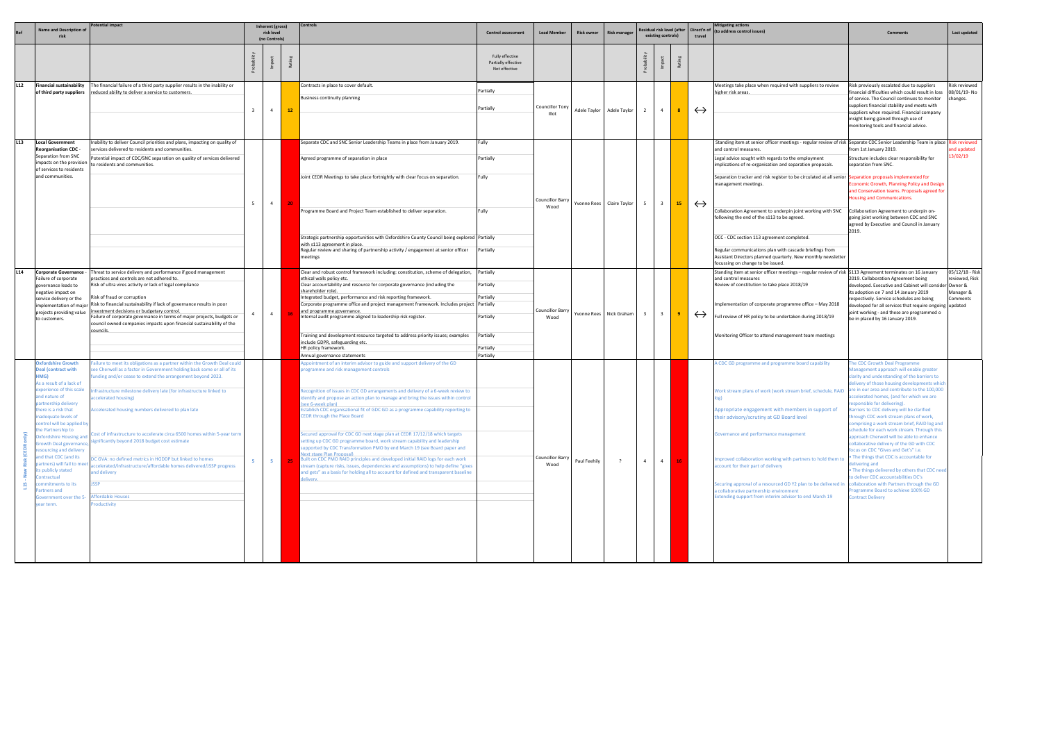| Ref | Name and Description of risk | Potential impact | Inherent (gross) risk level (no Controls) | | | Controls | Control assessment | Lead Member | Risk owner | Risk manager | Residual risk level (after existing controls) | | | Direct'n of travel | Mitigating actions (to address control issues) | Comments | Last updated |
|---|---|---|---|---|---|---|---|---|---|---|---|---|---|---|---|---|---|
| | | | Probability | Impact | Rating | | Fully effective Partially effective Not effective | | | | Probability | Impact | Rating | | | | |
| L12 | **Financial sustainability of third party suppliers** | The financial failure of a third party supplier results in the inability or reduced ability to deliver a service to customers. | 3 | 4 | 12 | Contracts in place to cover default.<br>Business continuity planning | Partially<br>Partially | Councillor Tony Illot | Adele Taylor | Adele Taylor | 2 | 4 | 8 | ↔ | Meetings take place when required with suppliers to review higher risk areas. | Risk previously escalated due to suppliers financial difficulties which could result in loss of service. The Council continues to monitor suppliers financial stability and meets with suppliers when required. Financial company insight being gained through use of monitoring tools and financial advice. | Risk reviewed 08/01/19- No changes. |
| L13 | **Local Government Reorganisation CDC - Separation from SNC** impacts on the provision of services to residents and communities. | Inability to deliver Council priorities and plans, impacting on quality of services delivered to residents and communities.<br>Potential impact of CDC/SNC separation on quality of services delivered to residents and communities. | 5 | 4 | 20 | Separate CDC and SNC Senior Leadership Teams in place from January 2019.<br>Agreed programme of separation in place<br>Joint CEDR Meetings to take place fortnightly with clear focus on separation.<br>Programme Board and Project Team established to deliver separation.<br>Strategic partnership opportunities with Oxfordshire County Council being explored with s113 agreement in place.<br>Regular review and sharing of partnership activity / engagement at senior officer meetings | Fully<br>Partially<br>Fully<br>Fully<br>Partially<br>Partially | Councillor Barry Wood | Yvonne Rees | Claire Taylor | 5 | 3 | 15 | ↔ | Standing item at senior officer meetings - regular review of risk and control measures.<br>Legal advice sought with regards to the employment implications of re-organisation and separation proposals.<br>Separation tracker and risk register to be circulated at all senior management meetings.<br>Collaboration Agreement to underpin joint working with SNC following the end of the s113 to be agreed.<br>OCC - CDC section 113 agreement completed.<br>Regular communications plan with cascade briefings from Assistant Directors planned quarterly. New monthly newsletter focussing on change to be issued. | Separate CDC Senior Leadership Team in place from 1st January 2019.<br>Structure includes clear responsibility for separation from SNC.<br>Separation proposals implemented for Economic Growth, Planning Policy and Design and Conservation teams. Proposals agreed for Housing and Communications.<br>Collaboration Agreement to underpin on-going joint working between CDC and SNC agreed by Executive and Council in January 2019. | Risk reviewed and updated 13/02/19 |
| L14 | **Corporate Governance** - Failure of corporate governance leads to negative impact on service delivery or the implementation of major projects providing value to customers. | Threat to service delivery and performance if good management practices and controls are not adhered to.<br>Risk of ultra vires activity or lack of legal compliance<br>Risk of fraud or corruption<br>Risk to financial sustainability if lack of governance results in poor investment decisions or budgetary control.<br>Failure of corporate governance in terms of major projects, budgets or council owned companies impacts upon financial sustainability of the councils. | 4 | 4 | 16 | Clear and robust control framework including: constitution, scheme of delegation, ethical walls policy etc.<br>Clear accountability and resource for corporate governance (including the shareholder role).<br>Integrated budget, performance and risk reporting framework.<br>Corporate programme office and project management framework. Includes project and programme governance.<br>Internal audit programme aligned to leadership risk register.<br>Training and development resource targeted to address priority issues; examples include GDPR, safeguarding etc.<br>HR policy framework.<br>Annual governance statements | Partially<br>Partially<br>Partially<br>Partially<br>Partially<br>Partially<br>Partially<br>Partially | Councillor Barry Wood | Yvonne Rees | Nick Graham | 3 | 3 | 9 | ↔ | Standing item at senior officer meetings – regular review of risk and control measures<br>Review of constitution to take place 2018/19<br>Implementation of corporate programme office – May 2018<br>Full review of HR policy to be undertaken during 2018/19<br>Monitoring Officer to attend management team meetings | S113 Agreement terminates on 16 January 2019. Collaboration Agreement being developed. Executive and Cabinet will consider its adoption on 7 and 14 January 2019 respectively. Service schedules are being developed for all services that require ongoing joint working - and these are programmed o be in placed by 16 January 2019. | 05/12/18 - Risk reviewed, Risk Owner & Manager & Comments updated |
| L15 - New Risk (CEDR only) | **Oxfordshire Growth Deal (contract with HMG)**<br>As a result of a lack of experience of this scale and nature of partnership delivery there is a risk that inadequate levels of control will be applied by the Partnership to Oxfordshire Housing and Growth Deal governance, resourcing and delivery and that CDC (and its partners) will fail to meet its publicly stated Contractual commitments to its Partners and Government over the 5-year term. | Failure to meet its obligations as a partner within the Growth Deal could see Cherwell as a factor in Government holding back some or all of its funding and/or cease to extend the arrangement beyond 2023.<br>Infrastructure milestone delivery late (for infrastructure linked to accelerated housing)<br>Accelerated housing numbers delivered to plan late<br>Cost of infrastructure to accelerate circa 6500 homes within 5-year term significantly beyond 2018 budget cost estimate<br>DC GVA: no defined metrics in HGDDP but linked to homes accelerated/infrastructure/affordable homes delivered/JSSP progress and delivery<br>JSSP<br>Affordable Houses<br>Productivity | 5 | 5 | 25 | Appointment of an interim advisor to guide and support delivery of the GD programme and risk management controls<br>Recognition of issues in CDC GD arrangements and delivery of a 6-week review to identify and propose an action plan to manage and bring the issues within control (see 6-week plan)<br>Establish CDC organisational fit of GDC GD as a programme capability reporting to CEDR through the Place Board<br>Secured approval for CDC GD next stage plan at CEDR 17/12/18 which targets setting up CDC GD programme board, work stream capability and leadership supported by CDC Transformation PMO by end March 19 (see Board paper and Next stage Plan Proposal)<br>Built on CDC PMO RAID principles and developed initial RAID logs for each work stream (capture risks, issues, dependencies and assumptions) to help define "gives and gets" as a basis for holding all to account for defined and transparent baseline delivery. | | Councillor Barry Wood | Paul Feehily | ? | 4 | 4 | 16 | | A CDC GD programme and programme board capability<br>Work stream plans of work (work stream brief, schedule, RAID log)<br>Appropriate engagement with members in support of their advisory/scrutiny at GD Board level<br>Governance and performance management<br>Improved collaboration working with partners to hold them to account for their part of delivery<br>Securing approval of a resourced GD Y2 plan to be delivered in a collaborative partnership environment<br>Extending support from interim advisor to end March 19 | The CDC Growth Deal Programme Management approach will enable greater clarity and understanding of the barriers to delivery of those housing developments which are in our area and contribute to the 100,000 accelerated homes, (and for which we are responsible for delivering).<br>Barriers to CDC delivery will be clarified through CDC work stream plans of work, comprising a work stream brief, RAID log and schedule for each work stream. Through this approach Cherwell will be able to enhance collaborative delivery of the GD with CDC focus on CDC "Gives and Get's" i.e.<br>• The things that CDC is accountable for delivering and<br>• The things delivered by others that CDC need to deliver CDC accountabilities DC's collaboration with Partners through the GD Programme Board to achieve 100% GD Contract Delivery | |